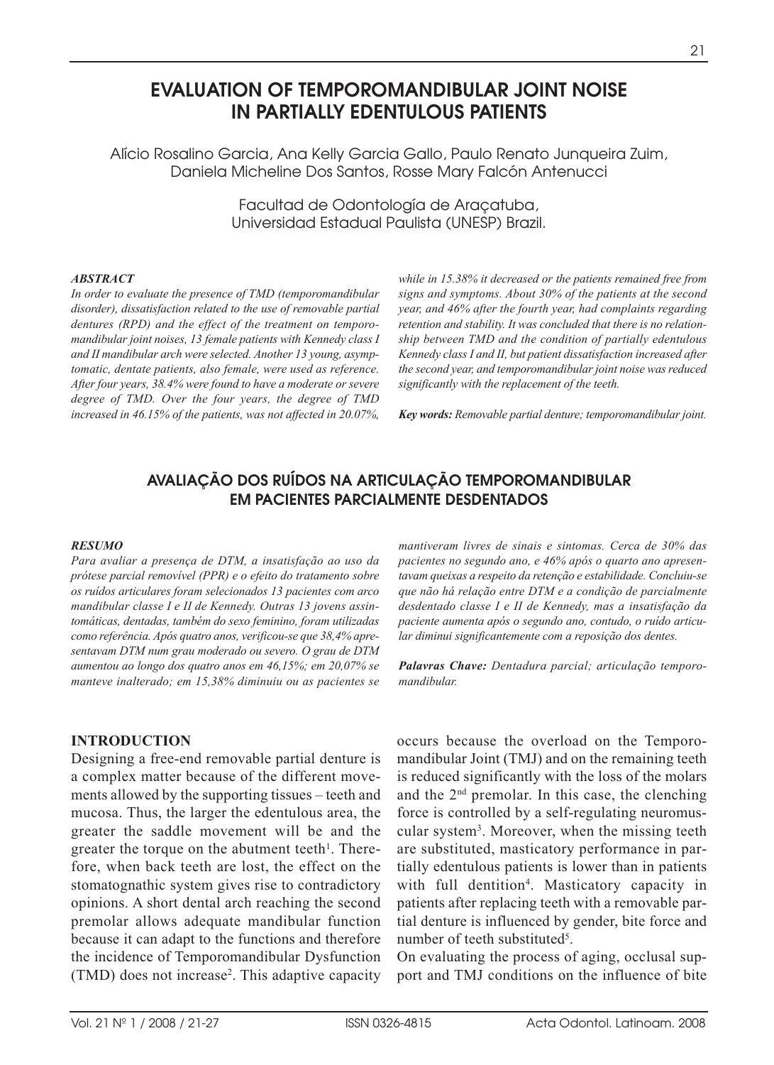# EVALUATION OF TEMPOROMANDIBULAR JOINT NOISE IN PARTIALLY EDENTULOUS PATIENTS

Alício Rosalino Garcia, Ana Kelly Garcia Gallo, Paulo Renato Junqueira Zuim, Daniela Micheline Dos Santos, Rosse Mary Falcón Antenucci

Facultad de Odontología de Araçatuba, Universidad Estadual Paulista (UNESP) Brazil.

### ABSTRACT

*In order to evaluate the presence of TMD (temporomandibular disorder), dissatisfaction related to the use of removable partial dentures (RPD) and the effect of the treatment on temporomandibular joint noises, 13 female patients with Kennedy class I and II mandibular arch were selected. Another 13 young, asymptomatic, dentate patients, also female, were used as reference. After four years, 38.4% were found to have a moderate or severe degree of TMD. Over the four years, the degree of TMD increased in 46.15% of the patients, was not affected in 20.07%, while in 15.38% it decreased or the patients remained free from signs and symptoms. About 30% of the patients at the second year, and 46% after the fourth year, had complaints regarding retention and stability. It was concluded that there is no relationship between TMD and the condition of partially edentulous Kennedy class I and II, but patient dissatisfaction increased after the second year, and temporomandibular joint noise was reduced significantly with the replacement of the teeth.*

***Key words:** Removable partial denture; temporomandibular joint.*

## AVALIAÇÃO DOS RUÍDOS NA ARTICULAÇÃO TEMPOROMANDIBULAR EM PACIENTES PARCIALMENTE DESDENTADOS

### RESUMO

*Para avaliar a presença de DTM, a insatisfação ao uso da prótese parcial removível (PPR) e o efeito do tratamento sobre os ruídos articulares foram selecionados 13 pacientes com arco mandibular classe I e II de Kennedy. Outras 13 jovens assintomáticas, dentadas, também do sexo feminino, foram utilizadas como referência. Após quatro anos, verificou-se que 38,4% apresentavam DTM num grau moderado ou severo. O grau de DTM aumentou ao longo dos quatro anos em 46,15%; em 20,07% se manteve inalterado; em 15,38% diminuiu ou as pacientes se mantiveram livres de sinais e sintomas. Cerca de 30% das pacientes no segundo ano, e 46% após o quarto ano apresentavam queixas a respeito da retenção e estabilidade. Concluiu-se que não há relação entre DTM e a condição de parcialmente desdentado classe I e II de Kennedy, mas a insatisfação da paciente aumenta após o segundo ano, contudo, o ruído articular diminui significantemente com a reposição dos dentes.*

***Palavras Chave:** Dentadura parcial; articulação temporomandibular.*

## INTRODUCTION

Designing a free-end removable partial denture is a complex matter because of the different movements allowed by the supporting tissues – teeth and mucosa. Thus, the larger the edentulous area, the greater the saddle movement will be and the greater the torque on the abutment teeth[1]. Therefore, when back teeth are lost, the effect on the stomatognathic system gives rise to contradictory opinions. A short dental arch reaching the second premolar allows adequate mandibular function because it can adapt to the functions and therefore the incidence of Temporomandibular Dysfunction (TMD) does not increase[2]. This adaptive capacity occurs because the overload on the Temporomandibular Joint (TMJ) and on the remaining teeth is reduced significantly with the loss of the molars and the 2nd premolar. In this case, the clenching force is controlled by a self-regulating neuromuscular system[3]. Moreover, when the missing teeth are substituted, masticatory performance in partially edentulous patients is lower than in patients with full dentition[4]. Masticatory capacity in patients after replacing teeth with a removable partial denture is influenced by gender, bite force and number of teeth substituted[5].

On evaluating the process of aging, occlusal support and TMJ conditions on the influence of bite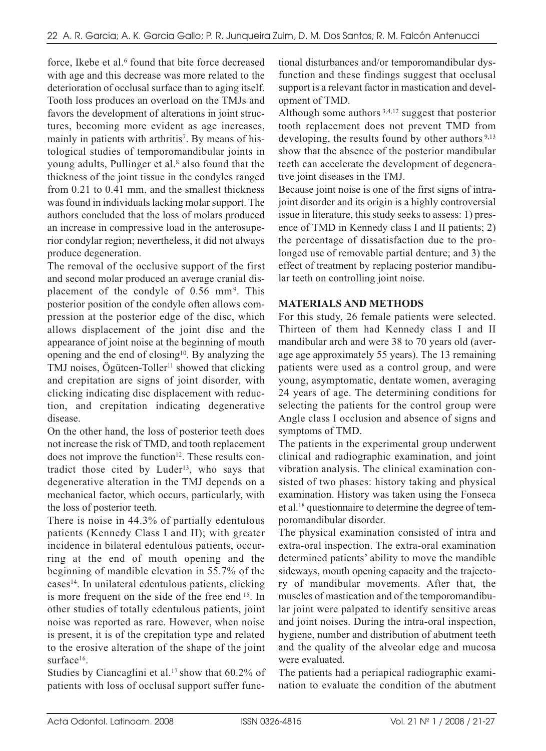force, Ikebe et al.[6] found that bite force decreased with age and this decrease was more related to the deterioration of occlusal surface than to aging itself. Tooth loss produces an overload on the TMJs and favors the development of alterations in joint structures, becoming more evident as age increases, mainly in patients with arthritis[7]. By means of histological studies of temporomandibular joints in young adults, Pullinger et al.[8] also found that the thickness of the joint tissue in the condyles ranged from 0.21 to 0.41 mm, and the smallest thickness was found in individuals lacking molar support. The authors concluded that the loss of molars produced an increase in compressive load in the anterosuperior condylar region; nevertheless, it did not always produce degeneration.

The removal of the occlusive support of the first and second molar produced an average cranial displacement of the condyle of 0.56 mm[9]. This posterior position of the condyle often allows compression at the posterior edge of the disc, which allows displacement of the joint disc and the appearance of joint noise at the beginning of mouth opening and the end of closing[10]. By analyzing the TMJ noises, Ögütcen-Toller[11] showed that clicking and crepitation are signs of joint disorder, with clicking indicating disc displacement with reduction, and crepitation indicating degenerative disease.

On the other hand, the loss of posterior teeth does not increase the risk of TMD, and tooth replacement does not improve the function[12]. These results contradict those cited by Luder[13], who says that degenerative alteration in the TMJ depends on a mechanical factor, which occurs, particularly, with the loss of posterior teeth.

There is noise in 44.3% of partially edentulous patients (Kennedy Class I and II); with greater incidence in bilateral edentulous patients, occurring at the end of mouth opening and the beginning of mandible elevation in 55.7% of the cases[14]. In unilateral edentulous patients, clicking is more frequent on the side of the free end [15]. In other studies of totally edentulous patients, joint noise was reported as rare. However, when noise is present, it is of the crepitation type and related to the erosive alteration of the shape of the joint surface[16].

Studies by Ciancaglini et al.[17] show that 60.2% of patients with loss of occlusal support suffer functional disturbances and/or temporomandibular dysfunction and these findings suggest that occlusal support is a relevant factor in mastication and development of TMD.

Although some authors [3,4,12] suggest that posterior tooth replacement does not prevent TMD from developing, the results found by other authors [9,13] show that the absence of the posterior mandibular teeth can accelerate the development of degenerative joint diseases in the TMJ.

Because joint noise is one of the first signs of intra-joint disorder and its origin is a highly controversial issue in literature, this study seeks to assess: 1) presence of TMD in Kennedy class I and II patients; 2) the percentage of dissatisfaction due to the prolonged use of removable partial denture; and 3) the effect of treatment by replacing posterior mandibular teeth on controlling joint noise.

## MATERIALS AND METHODS

For this study, 26 female patients were selected. Thirteen of them had Kennedy class I and II mandibular arch and were 38 to 70 years old (average age approximately 55 years). The 13 remaining patients were used as a control group, and were young, asymptomatic, dentate women, averaging 24 years of age. The determining conditions for selecting the patients for the control group were Angle class I occlusion and absence of signs and symptoms of TMD.

The patients in the experimental group underwent clinical and radiographic examination, and joint vibration analysis. The clinical examination consisted of two phases: history taking and physical examination. History was taken using the Fonseca et al.[18] questionnaire to determine the degree of temporomandibular disorder.

The physical examination consisted of intra and extra-oral inspection. The extra-oral examination determined patients' ability to move the mandible sideways, mouth opening capacity and the trajectory of mandibular movements. After that, the muscles of mastication and of the temporomandibular joint were palpated to identify sensitive areas and joint noises. During the intra-oral inspection, hygiene, number and distribution of abutment teeth and the quality of the alveolar edge and mucosa were evaluated.

The patients had a periapical radiographic examination to evaluate the condition of the abutment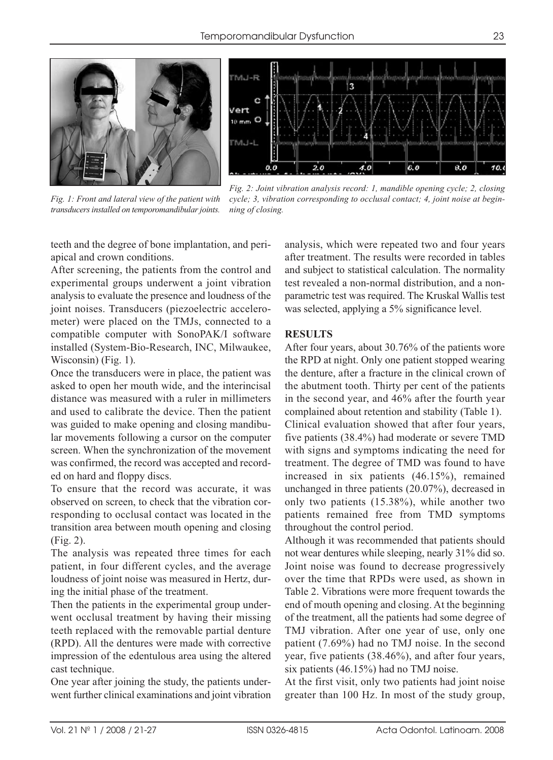*Fig. 1: Front and lateral view of the patient with transducers installed on temporomandibular joints.*

*Fig. 2: Joint vibration analysis record: 1, mandible opening cycle; 2, closing cycle; 3, vibration corresponding to occlusal contact; 4, joint noise at beginning of closing.*

teeth and the degree of bone implantation, and periapical and crown conditions.

After screening, the patients from the control and experimental groups underwent a joint vibration analysis to evaluate the presence and loudness of the joint noises. Transducers (piezoelectric accelerometer) were placed on the TMJs, connected to a compatible computer with SonoPAK/I software installed (System-Bio-Research, INC, Milwaukee, Wisconsin) (Fig. 1).

Once the transducers were in place, the patient was asked to open her mouth wide, and the interincisal distance was measured with a ruler in millimeters and used to calibrate the device. Then the patient was guided to make opening and closing mandibular movements following a cursor on the computer screen. When the synchronization of the movement was confirmed, the record was accepted and recorded on hard and floppy discs.

To ensure that the record was accurate, it was observed on screen, to check that the vibration corresponding to occlusal contact was located in the transition area between mouth opening and closing (Fig. 2).

The analysis was repeated three times for each patient, in four different cycles, and the average loudness of joint noise was measured in Hertz, during the initial phase of the treatment.

Then the patients in the experimental group underwent occlusal treatment by having their missing teeth replaced with the removable partial denture (RPD). All the dentures were made with corrective impression of the edentulous area using the altered cast technique.

One year after joining the study, the patients underwent further clinical examinations and joint vibration analysis, which were repeated two and four years after treatment. The results were recorded in tables and subject to statistical calculation. The normality test revealed a non-normal distribution, and a non-parametric test was required. The Kruskal Wallis test was selected, applying a 5% significance level.

## RESULTS

After four years, about 30.76% of the patients wore the RPD at night. Only one patient stopped wearing the denture, after a fracture in the clinical crown of the abutment tooth. Thirty per cent of the patients in the second year, and 46% after the fourth year complained about retention and stability (Table 1).

Clinical evaluation showed that after four years, five patients (38.4%) had moderate or severe TMD with signs and symptoms indicating the need for treatment. The degree of TMD was found to have increased in six patients (46.15%), remained unchanged in three patients (20.07%), decreased in only two patients (15.38%), while another two patients remained free from TMD symptoms throughout the control period.

Although it was recommended that patients should not wear dentures while sleeping, nearly 31% did so. Joint noise was found to decrease progressively over the time that RPDs were used, as shown in Table 2. Vibrations were more frequent towards the end of mouth opening and closing. At the beginning of the treatment, all the patients had some degree of TMJ vibration. After one year of use, only one patient (7.69%) had no TMJ noise. In the second year, five patients (38.46%), and after four years, six patients (46.15%) had no TMJ noise.

At the first visit, only two patients had joint noise greater than 100 Hz. In most of the study group,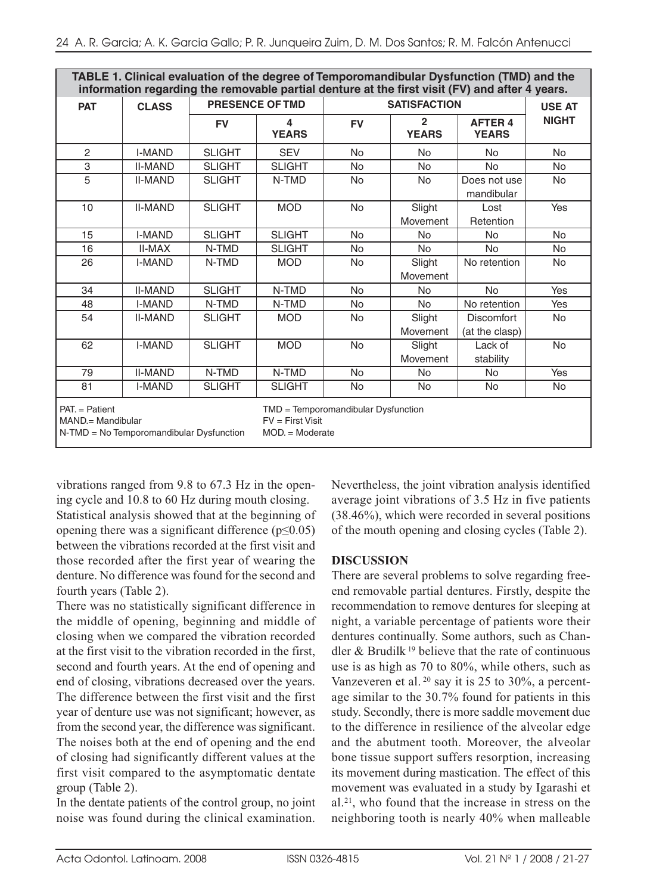**TABLE 1. Clinical evaluation of the degree of Temporomandibular Dysfunction (TMD) and the information regarding the removable partial denture at the first visit (FV) and after 4 years.**

| PAT | CLASS | PRESENCE OF TMD | | SATISFACTION | | | USE AT NIGHT |
|---|---|---|---|---|---|---|---|
| | | FV | 4 YEARS | FV | 2 YEARS | AFTER 4 YEARS | |
| 2 | I-MAND | SLIGHT | SEV | No | No | No | No |
| 3 | II-MAND | SLIGHT | SLIGHT | No | No | No | No |
| 5 | II-MAND | SLIGHT | N-TMD | No | No | Does not use mandibular | No |
| 10 | II-MAND | SLIGHT | MOD | No | Slight Movement | Lost Retention | Yes |
| 15 | I-MAND | SLIGHT | SLIGHT | No | No | No | No |
| 16 | II-MAX | N-TMD | SLIGHT | No | No | No | No |
| 26 | I-MAND | N-TMD | MOD | No | Slight Movement | No retention | No |
| 34 | II-MAND | SLIGHT | N-TMD | No | No | No | Yes |
| 48 | I-MAND | N-TMD | N-TMD | No | No | No retention | Yes |
| 54 | II-MAND | SLIGHT | MOD | No | Slight Movement | Discomfort (at the clasp) | No |
| 62 | I-MAND | SLIGHT | MOD | No | Slight Movement | Lack of stability | No |
| 79 | II-MAND | N-TMD | N-TMD | No | No | No | Yes |
| 81 | I-MAND | SLIGHT | SLIGHT | No | No | No | No |

PAT. = Patient
MAND.= Mandibular
N-TMD = No Temporomandibular Dysfunction
TMD = Temporomandibular Dysfunction
FV = First Visit
MOD. = Moderate

vibrations ranged from 9.8 to 67.3 Hz in the opening cycle and 10.8 to 60 Hz during mouth closing. Statistical analysis showed that at the beginning of opening there was a significant difference ($p \leq 0.05$) between the vibrations recorded at the first visit and those recorded after the first year of wearing the denture. No difference was found for the second and fourth years (Table 2).

There was no statistically significant difference in the middle of opening, beginning and middle of closing when we compared the vibration recorded at the first visit to the vibration recorded in the first, second and fourth years. At the end of opening and end of closing, vibrations decreased over the years. The difference between the first visit and the first year of denture use was not significant; however, as from the second year, the difference was significant. The noises both at the end of opening and the end of closing had significantly different values at the first visit compared to the asymptomatic dentate group (Table 2).

In the dentate patients of the control group, no joint noise was found during the clinical examination. Nevertheless, the joint vibration analysis identified average joint vibrations of 3.5 Hz in five patients (38.46%), which were recorded in several positions of the mouth opening and closing cycles (Table 2).

## DISCUSSION

There are several problems to solve regarding free-end removable partial dentures. Firstly, despite the recommendation to remove dentures for sleeping at night, a variable percentage of patients wore their dentures continually. Some authors, such as Chandler & Brudilk [19] believe that the rate of continuous use is as high as 70 to 80%, while others, such as Vanzeveren et al. [20] say it is 25 to 30%, a percentage similar to the 30.7% found for patients in this study. Secondly, there is more saddle movement due to the difference in resilience of the alveolar edge and the abutment tooth. Moreover, the alveolar bone tissue support suffers resorption, increasing its movement during mastication. The effect of this movement was evaluated in a study by Igarashi et al.[21], who found that the increase in stress on the neighboring tooth is nearly 40% when malleable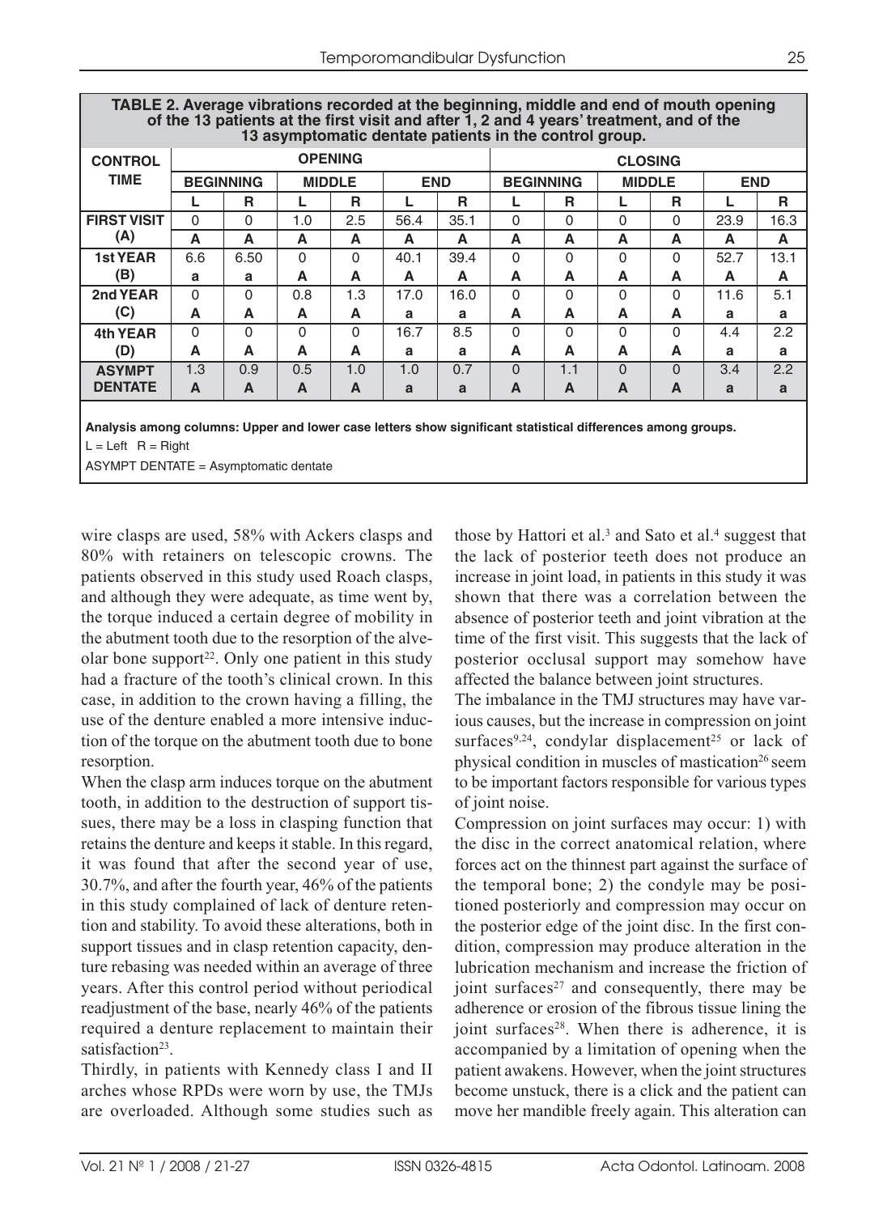**TABLE 2. Average vibrations recorded at the beginning, middle and end of mouth opening of the 13 patients at the first visit and after 1, 2 and 4 years' treatment, and of the 13 asymptomatic dentate patients in the control group.**

| CONTROL TIME | OPENING | | | | | | CLOSING | | | | | |
|---|---|---|---|---|---|---|---|---|---|---|---|---|
| | BEGINNING | | MIDDLE | | END | | BEGINNING | | MIDDLE | | END | |
| | L | R | L | R | L | R | L | R | L | R | L | R |
| FIRST VISIT (A) | 0 | 0 | 1.0 | 2.5 | 56.4 | 35.1 | 0 | 0 | 0 | 0 | 23.9 | 16.3 |
| | A | A | A | A | A | A | A | A | A | A | A | A |
| 1st YEAR (B) | 6.6 | 6.50 | 0 | 0 | 40.1 | 39.4 | 0 | 0 | 0 | 0 | 52.7 | 13.1 |
| | a | a | A | A | A | A | A | A | A | A | A | A |
| 2nd YEAR (C) | 0 | 0 | 0.8 | 1.3 | 17.0 | 16.0 | 0 | 0 | 0 | 0 | 11.6 | 5.1 |
| | A | A | A | A | a | a | A | A | A | A | a | a |
| 4th YEAR (D) | 0 | 0 | 0 | 0 | 16.7 | 8.5 | 0 | 0 | 0 | 0 | 4.4 | 2.2 |
| | A | A | A | A | a | a | A | A | A | A | a | a |
| ASYMPT DENTATE | 1.3 | 0.9 | 0.5 | 1.0 | 1.0 | 0.7 | 0 | 1.1 | 0 | 0 | 3.4 | 2.2 |
| | A | A | A | A | a | a | A | A | A | A | a | a |

**Analysis among columns: Upper and lower case letters show significant statistical differences among groups.**

L = Left R = Right

ASYMPT DENTATE = Asymptomatic dentate

wire clasps are used, 58% with Ackers clasps and 80% with retainers on telescopic crowns. The patients observed in this study used Roach clasps, and although they were adequate, as time went by, the torque induced a certain degree of mobility in the abutment tooth due to the resorption of the alveolar bone support[22]. Only one patient in this study had a fracture of the tooth's clinical crown. In this case, in addition to the crown having a filling, the use of the denture enabled a more intensive induction of the torque on the abutment tooth due to bone resorption.

When the clasp arm induces torque on the abutment tooth, in addition to the destruction of support tissues, there may be a loss in clasping function that retains the denture and keeps it stable. In this regard, it was found that after the second year of use, 30.7%, and after the fourth year, 46% of the patients in this study complained of lack of denture retention and stability. To avoid these alterations, both in support tissues and in clasp retention capacity, denture rebasing was needed within an average of three years. After this control period without periodical readjustment of the base, nearly 46% of the patients required a denture replacement to maintain their satisfaction[23].

Thirdly, in patients with Kennedy class I and II arches whose RPDs were worn by use, the TMJs are overloaded. Although some studies such as those by Hattori et al.[3] and Sato et al.[4] suggest that the lack of posterior teeth does not produce an increase in joint load, in patients in this study it was shown that there was a correlation between the absence of posterior teeth and joint vibration at the time of the first visit. This suggests that the lack of posterior occlusal support may somehow have affected the balance between joint structures.

The imbalance in the TMJ structures may have various causes, but the increase in compression on joint surfaces[9,24], condylar displacement[25] or lack of physical condition in muscles of mastication[26] seem to be important factors responsible for various types of joint noise.

Compression on joint surfaces may occur: 1) with the disc in the correct anatomical relation, where forces act on the thinnest part against the surface of the temporal bone; 2) the condyle may be positioned posteriorly and compression may occur on the posterior edge of the joint disc. In the first condition, compression may produce alteration in the lubrication mechanism and increase the friction of joint surfaces[27] and consequently, there may be adherence or erosion of the fibrous tissue lining the joint surfaces[28]. When there is adherence, it is accompanied by a limitation of opening when the patient awakens. However, when the joint structures become unstuck, there is a click and the patient can move her mandible freely again. This alteration can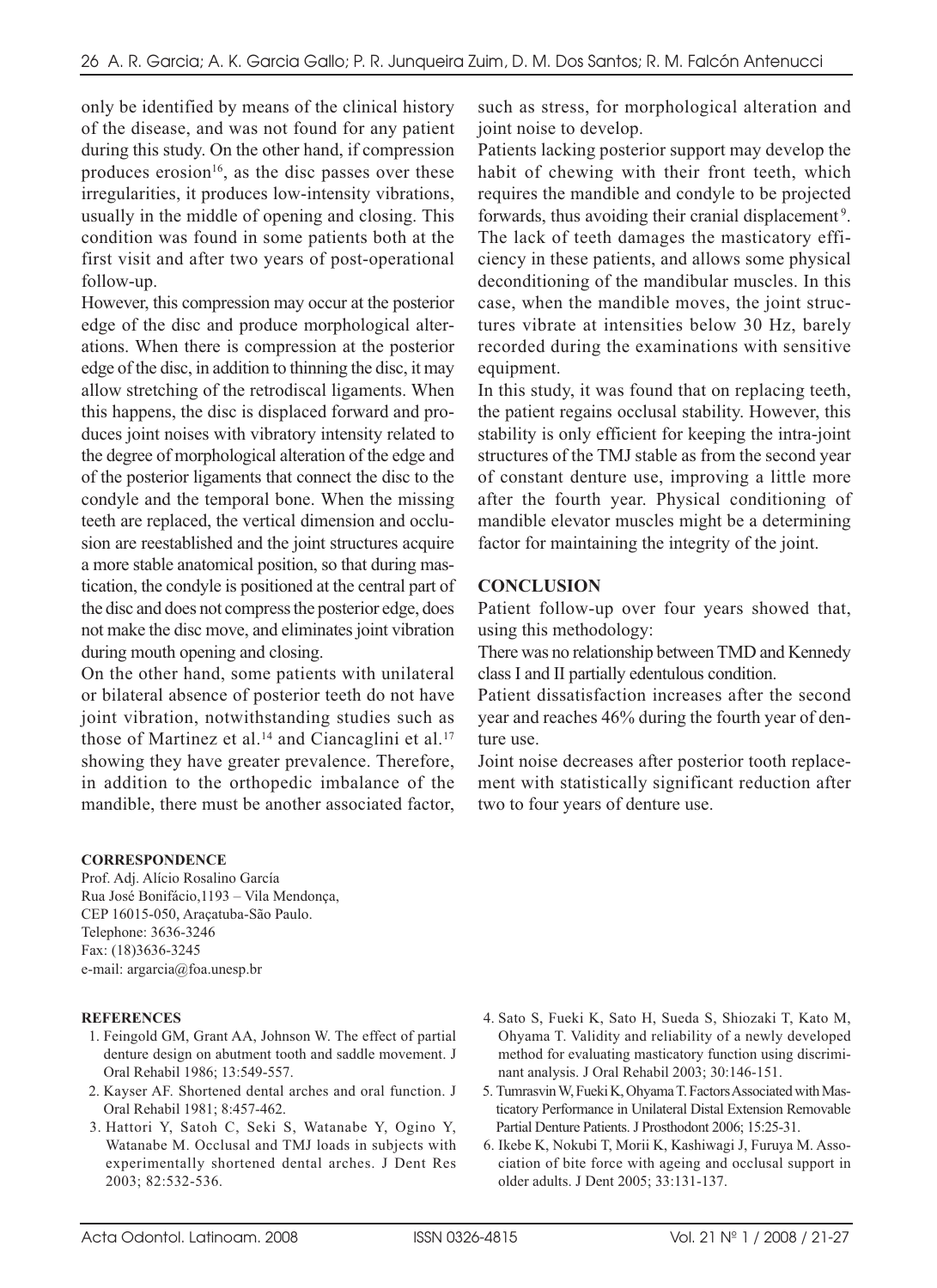only be identified by means of the clinical history of the disease, and was not found for any patient during this study. On the other hand, if compression produces erosion[16], as the disc passes over these irregularities, it produces low-intensity vibrations, usually in the middle of opening and closing. This condition was found in some patients both at the first visit and after two years of post-operational follow-up.

However, this compression may occur at the posterior edge of the disc and produce morphological alterations. When there is compression at the posterior edge of the disc, in addition to thinning the disc, it may allow stretching of the retrodiscal ligaments. When this happens, the disc is displaced forward and produces joint noises with vibratory intensity related to the degree of morphological alteration of the edge and of the posterior ligaments that connect the disc to the condyle and the temporal bone. When the missing teeth are replaced, the vertical dimension and occlusion are reestablished and the joint structures acquire a more stable anatomical position, so that during mastication, the condyle is positioned at the central part of the disc and does not compress the posterior edge, does not make the disc move, and eliminates joint vibration during mouth opening and closing.

On the other hand, some patients with unilateral or bilateral absence of posterior teeth do not have joint vibration, notwithstanding studies such as those of Martinez et al.[14] and Ciancaglini et al.[17] showing they have greater prevalence. Therefore, in addition to the orthopedic imbalance of the mandible, there must be another associated factor, such as stress, for morphological alteration and joint noise to develop.

Patients lacking posterior support may develop the habit of chewing with their front teeth, which requires the mandible and condyle to be projected forwards, thus avoiding their cranial displacement[9]. The lack of teeth damages the masticatory efficiency in these patients, and allows some physical deconditioning of the mandibular muscles. In this case, when the mandible moves, the joint structures vibrate at intensities below 30 Hz, barely recorded during the examinations with sensitive equipment.

In this study, it was found that on replacing teeth, the patient regains occlusal stability. However, this stability is only efficient for keeping the intra-joint structures of the TMJ stable as from the second year of constant denture use, improving a little more after the fourth year. Physical conditioning of mandible elevator muscles might be a determining factor for maintaining the integrity of the joint.

## CONCLUSION

Patient follow-up over four years showed that, using this methodology:

There was no relationship between TMD and Kennedy class I and II partially edentulous condition.

Patient dissatisfaction increases after the second year and reaches 46% during the fourth year of denture use.

Joint noise decreases after posterior tooth replacement with statistically significant reduction after two to four years of denture use.

**CORRESPONDENCE**

Prof. Adj. Alício Rosalino García
Rua José Bonifácio,1193 – Vila Mendonça,
CEP 16015-050, Araçatuba-São Paulo.
Telephone: 3636-3246
Fax: (18)3636-3245
e-mail: argarcia@foa.unesp.br

**REFERENCES**

1. Feingold GM, Grant AA, Johnson W. The effect of partial denture design on abutment tooth and saddle movement. J Oral Rehabil 1986; 13:549-557.
2. Kayser AF. Shortened dental arches and oral function. J Oral Rehabil 1981; 8:457-462.
3. Hattori Y, Satoh C, Seki S, Watanabe Y, Ogino Y, Watanabe M. Occlusal and TMJ loads in subjects with experimentally shortened dental arches. J Dent Res 2003; 82:532-536.
4. Sato S, Fueki K, Sato H, Sueda S, Shiozaki T, Kato M, Ohyama T. Validity and reliability of a newly developed method for evaluating masticatory function using discriminant analysis. J Oral Rehabil 2003; 30:146-151.
5. Tumrasvin W, Fueki K, Ohyama T. Factors Associated with Masticatory Performance in Unilateral Distal Extension Removable Partial Denture Patients. J Prosthodont 2006; 15:25-31.
6. Ikebe K, Nokubi T, Morii K, Kashiwagi J, Furuya M. Association of bite force with ageing and occlusal support in older adults. J Dent 2005; 33:131-137.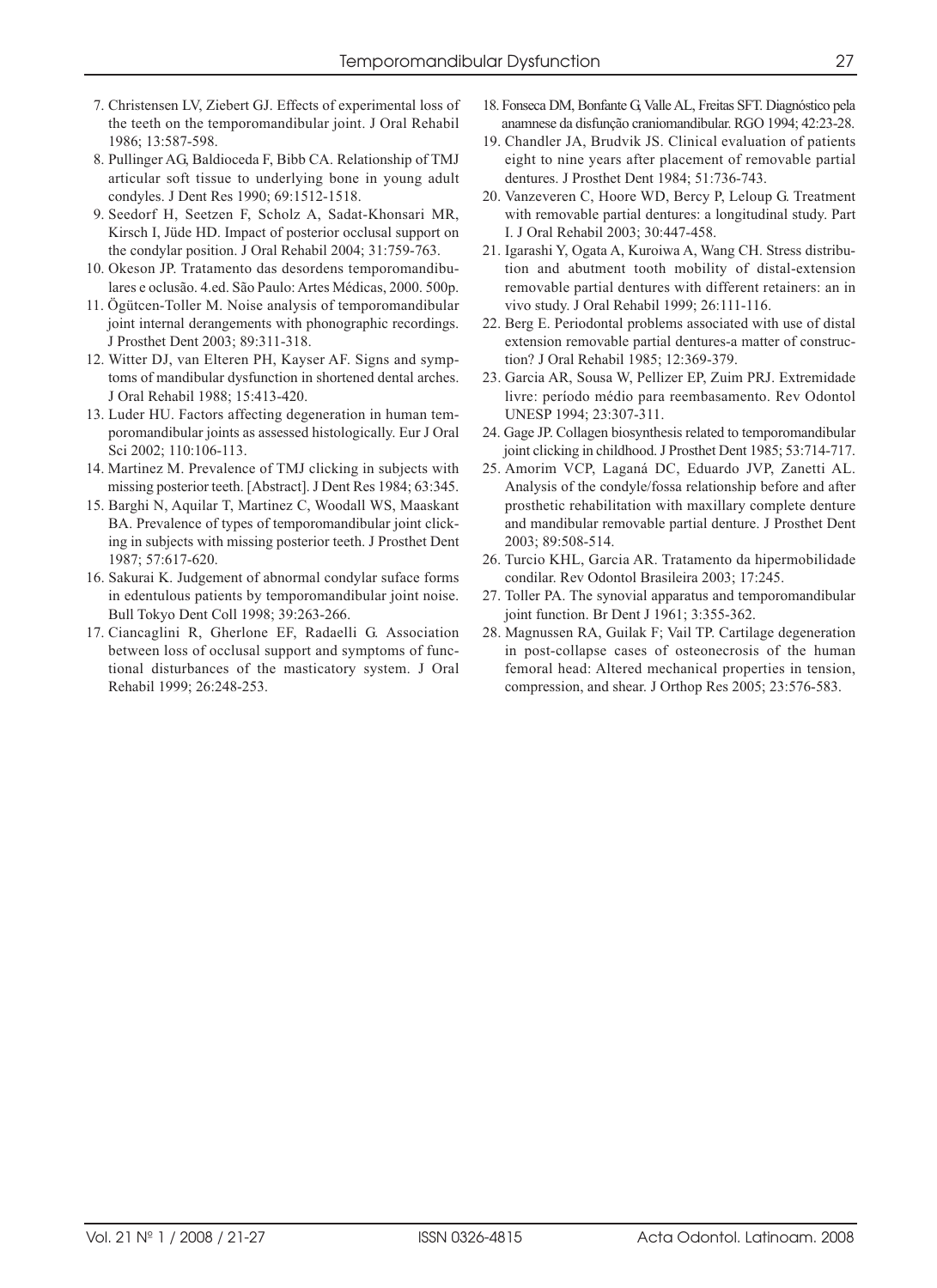7. Christensen LV, Ziebert GJ. Effects of experimental loss of the teeth on the temporomandibular joint. J Oral Rehabil 1986; 13:587-598.
8. Pullinger AG, Baldioceda F, Bibb CA. Relationship of TMJ articular soft tissue to underlying bone in young adult condyles. J Dent Res 1990; 69:1512-1518.
9. Seedorf H, Seetzen F, Scholz A, Sadat-Khonsari MR, Kirsch I, Jüde HD. Impact of posterior occlusal support on the condylar position. J Oral Rehabil 2004; 31:759-763.
10. Okeson JP. Tratamento das desordens temporomandibulares e oclusão. 4.ed. São Paulo: Artes Médicas, 2000. 500p.
11. Ögütcen-Toller M. Noise analysis of temporomandibular joint internal derangements with phonographic recordings. J Prosthet Dent 2003; 89:311-318.
12. Witter DJ, van Elteren PH, Kayser AF. Signs and symptoms of mandibular dysfunction in shortened dental arches. J Oral Rehabil 1988; 15:413-420.
13. Luder HU. Factors affecting degeneration in human temporomandibular joints as assessed histologically. Eur J Oral Sci 2002; 110:106-113.
14. Martinez M. Prevalence of TMJ clicking in subjects with missing posterior teeth. [Abstract]. J Dent Res 1984; 63:345.
15. Barghi N, Aquilar T, Martinez C, Woodall WS, Maaskant BA. Prevalence of types of temporomandibular joint clicking in subjects with missing posterior teeth. J Prosthet Dent 1987; 57:617-620.
16. Sakurai K. Judgement of abnormal condylar suface forms in edentulous patients by temporomandibular joint noise. Bull Tokyo Dent Coll 1998; 39:263-266.
17. Ciancaglini R, Gherlone EF, Radaelli G. Association between loss of occlusal support and symptoms of functional disturbances of the masticatory system. J Oral Rehabil 1999; 26:248-253.
18. Fonseca DM, Bonfante G, Valle AL, Freitas SFT. Diagnóstico pela anamnese da disfunção craniomandibular. RGO 1994; 42:23-28.
19. Chandler JA, Brudvik JS. Clinical evaluation of patients eight to nine years after placement of removable partial dentures. J Prosthet Dent 1984; 51:736-743.
20. Vanzeveren C, Hoore WD, Bercy P, Leloup G. Treatment with removable partial dentures: a longitudinal study. Part I. J Oral Rehabil 2003; 30:447-458.
21. Igarashi Y, Ogata A, Kuroiwa A, Wang CH. Stress distribution and abutment tooth mobility of distal-extension removable partial dentures with different retainers: an in vivo study. J Oral Rehabil 1999; 26:111-116.
22. Berg E. Periodontal problems associated with use of distal extension removable partial dentures-a matter of construction? J Oral Rehabil 1985; 12:369-379.
23. Garcia AR, Sousa W, Pellizer EP, Zuim PRJ. Extremidade livre: período médio para reembasamento. Rev Odontol UNESP 1994; 23:307-311.
24. Gage JP. Collagen biosynthesis related to temporomandibular joint clicking in childhood. J Prosthet Dent 1985; 53:714-717.
25. Amorim VCP, Laganá DC, Eduardo JVP, Zanetti AL. Analysis of the condyle/fossa relationship before and after prosthetic rehabilitation with maxillary complete denture and mandibular removable partial denture. J Prosthet Dent 2003; 89:508-514.
26. Turcio KHL, Garcia AR. Tratamento da hipermobilidade condilar. Rev Odontol Brasileira 2003; 17:245.
27. Toller PA. The synovial apparatus and temporomandibular joint function. Br Dent J 1961; 3:355-362.
28. Magnussen RA, Guilak F; Vail TP. Cartilage degeneration in post-collapse cases of osteonecrosis of the human femoral head: Altered mechanical properties in tension, compression, and shear. J Orthop Res 2005; 23:576-583.